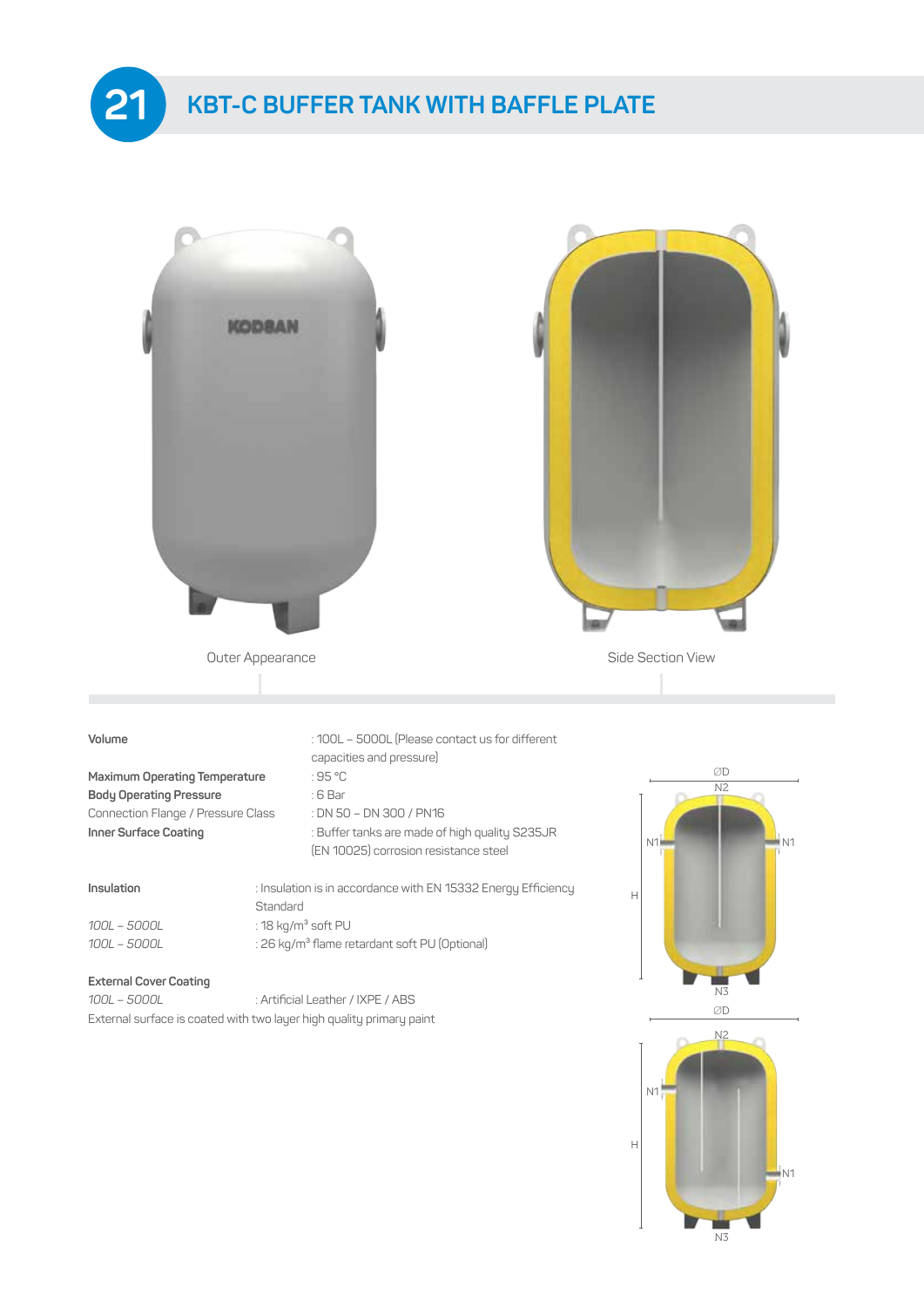## 21 KBT-C BUFFER TANK WITH BAFFLE PLATE

Outer Appearance

Side Section View

**Volume** : 100L – 5000L (Please contact us for different capacities and pressure)

**Maximum Operating Temperature** : 95 °C

**Body Operating Pressure** : 6 Bar

Connection Flange / Pressure Class : DN 50 – DN 300 / PN16

**Inner Surface Coating** : Buffer tanks are made of high quality S235JR (EN 10025) corrosion resistance steel

**Insulation** : Insulation is in accordance with EN 15332 Energy Efficiency Standard

*100L – 5000L* : 18 kg/m³ soft PU

*100L – 5000L* : 26 kg/m³ flame retardant soft PU (Optional)

**External Cover Coating**

*100L – 5000L* : Artificial Leather / IXPE / ABS

External surface is coated with two layer high quality primary paint

ØD N2 N1 N1 H N3

ØD N2 N1 H N1 N3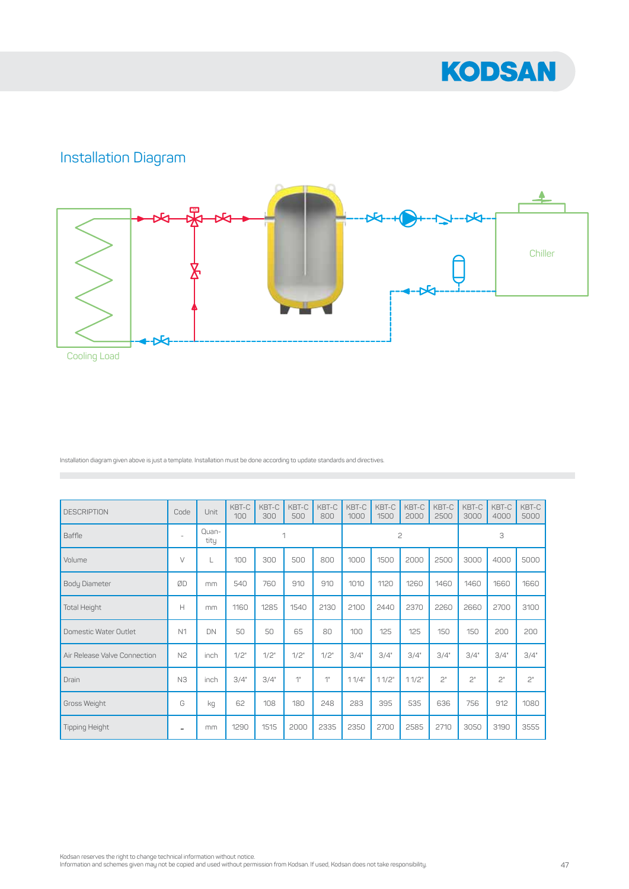## Installation Diagram

Cooling Load

Chiller

Installation diagram given above is just a template. Installation must be done according to update standards and directives.

| DESCRIPTION | Code | Unit | KBT-C 100 | KBT-C 300 | KBT-C 500 | KBT-C 800 | KBT-C 1000 | KBT-C 1500 | KBT-C 2000 | KBT-C 2500 | KBT-C 3000 | KBT-C 4000 | KBT-C 5000 |
|---|---|---|---|---|---|---|---|---|---|---|---|---|---|
| Baffle | - | Quantity | 1 | | | | 2 | | | | 3 | | |
| Volume | V | L | 100 | 300 | 500 | 800 | 1000 | 1500 | 2000 | 2500 | 3000 | 4000 | 5000 |
| Body Diameter | ØD | mm | 540 | 760 | 910 | 910 | 1010 | 1120 | 1260 | 1460 | 1460 | 1660 | 1660 |
| Total Height | H | mm | 1160 | 1285 | 1540 | 2130 | 2100 | 2440 | 2370 | 2260 | 2660 | 2700 | 3100 |
| Domestic Water Outlet | N1 | DN | 50 | 50 | 65 | 80 | 100 | 125 | 125 | 150 | 150 | 200 | 200 |
| Air Release Valve Connection | N2 | inch | 1/2" | 1/2" | 1/2" | 1/2" | 3/4" | 3/4" | 3/4" | 3/4" | 3/4" | 3/4" | 3/4" |
| Drain | N3 | inch | 3/4" | 3/4" | 1" | 1" | 1 1/4" | 1 1/2" | 1 1/2" | 2" | 2" | 2" | 2" |
| Gross Weight | G | kg | 62 | 108 | 180 | 248 | 283 | 395 | 535 | 636 | 756 | 912 | 1080 |
| Tipping Height | - | mm | 1290 | 1515 | 2000 | 2335 | 2350 | 2700 | 2585 | 2710 | 3050 | 3190 | 3555 |

Kodsan reserves the right to change technical information without notice.
Information and schemes given may not be copied and used without permission from Kodsan. If used, Kodsan does not take responsibility.